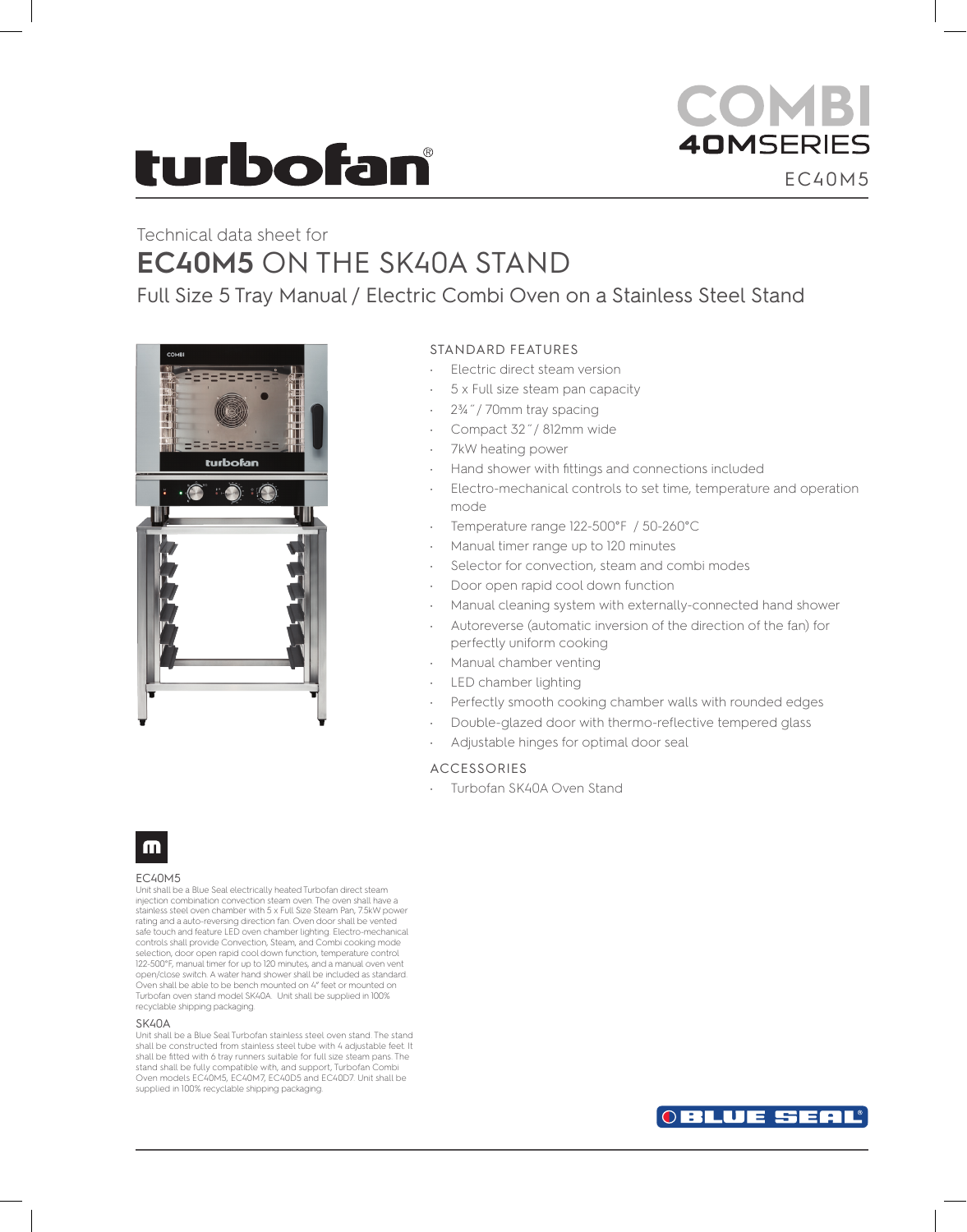turbofan®

# COMBI
## 40MSERIES
EC40M5

Technical data sheet for

# EC40M5 ON THE SK40A STAND

Full Size 5 Tray Manual / Electric Combi Oven on a Stainless Steel Stand

## STANDARD FEATURES

- Electric direct steam version
- 5 x Full size steam pan capacity
- 2¾" / 70mm tray spacing
- Compact 32" / 812mm wide
- 7kW heating power
- Hand shower with fittings and connections included
- Electro-mechanical controls to set time, temperature and operation mode
- Temperature range 122-500°F / 50-260°C
- Manual timer range up to 120 minutes
- Selector for convection, steam and combi modes
- Door open rapid cool down function
- Manual cleaning system with externally-connected hand shower
- Autoreverse (automatic inversion of the direction of the fan) for perfectly uniform cooking
- Manual chamber venting
- LED chamber lighting
- Perfectly smooth cooking chamber walls with rounded edges
- Double-glazed door with thermo-reflective tempered glass
- Adjustable hinges for optimal door seal

## ACCESSORIES

- Turbofan SK40A Oven Stand

### EC40M5

Unit shall be a Blue Seal electrically heated Turbofan direct steam injection combination convection steam oven. The oven shall have a stainless steel oven chamber with 5 x Full Size Steam Pan, 7.5kW power rating and a auto-reversing direction fan. Oven door shall be vented safe touch and feature LED oven chamber lighting. Electro-mechanical controls shall provide Convection, Steam, and Combi cooking mode selection, door open rapid cool down function, temperature control 122-500°F, manual timer for up to 120 minutes, and a manual oven vent open/close switch. A water hand shower shall be included as standard. Oven shall be able to be bench mounted on 4" feet or mounted on Turbofan oven stand model SK40A. Unit shall be supplied in 100% recyclable shipping packaging.

### SK40A

Unit shall be a Blue Seal Turbofan stainless steel oven stand. The stand shall be constructed from stainless steel tube with 4 adjustable feet. It shall be fitted with 6 tray runners suitable for full size steam pans. The stand shall be fully compatible with, and support, Turbofan Combi Oven models EC40M5, EC40M7, EC40D5 and EC40D7. Unit shall be supplied in 100% recyclable shipping packaging.

BLUE SEAL®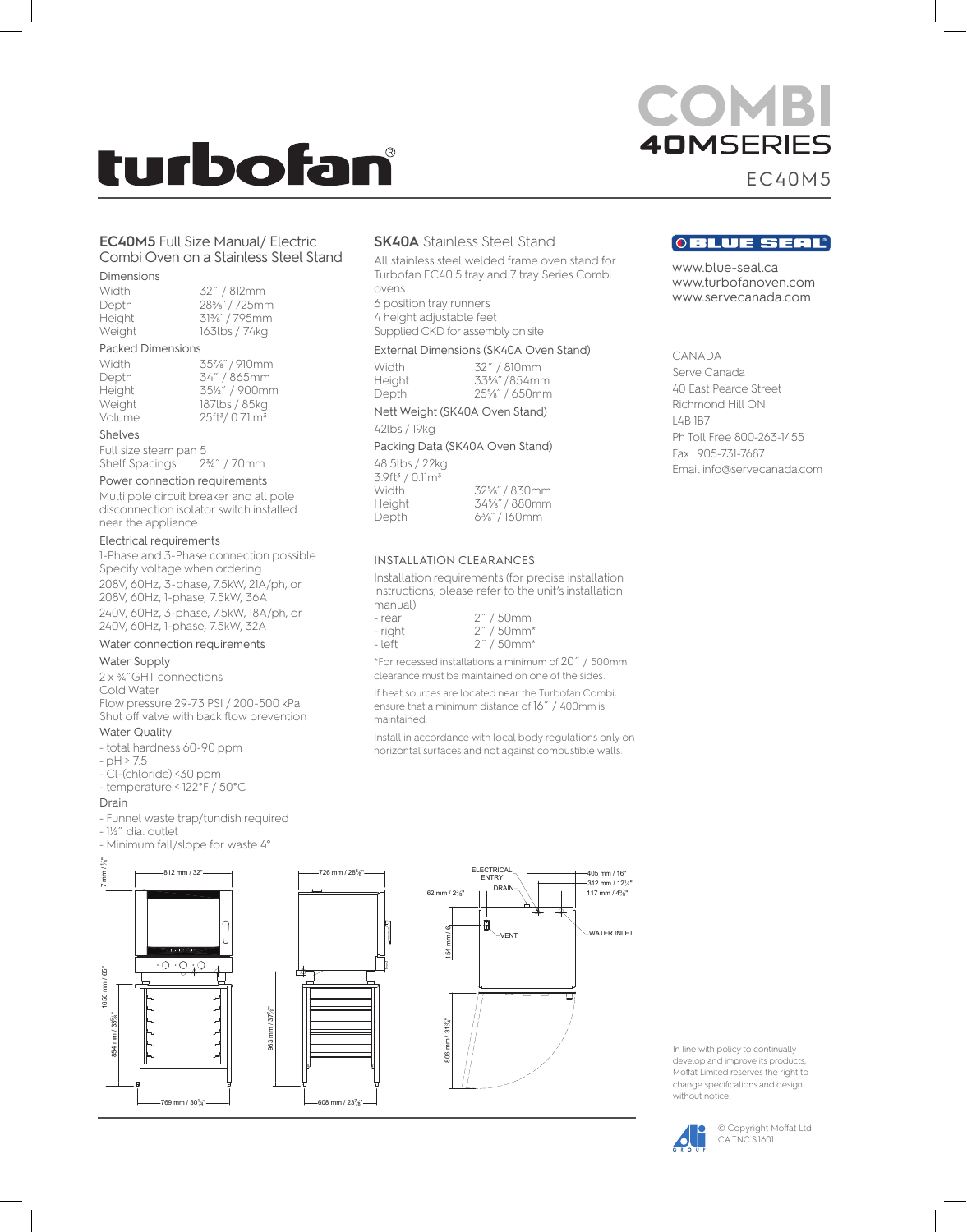# turbofan®

**COMBI 40MSERIES**

EC40M5

## EC40M5 Full Size Manual/ Electric Combi Oven on a Stainless Steel Stand

### Dimensions

| | |
|---|---|
| Width | 32˝ / 812mm |
| Depth | 28⅝˝ / 725mm |
| Height | 31⅜˝ / 795mm |
| Weight | 163lbs / 74kg |

### Packed Dimensions

| | |
|---|---|
| Width | 35⅞˝ / 910mm |
| Depth | 34˝ / 865mm |
| Height | 35½˝ / 900mm |
| Weight | 187lbs / 85kg |
| Volume | 25ft³/ 0.71 m³ |

### Shelves

Full size steam pan 5

Shelf Spacings 2¾˝ / 70mm

### Power connection requirements

Multi pole circuit breaker and all pole disconnection isolator switch installed near the appliance.

### Electrical requirements

1-Phase and 3-Phase connection possible. Specify voltage when ordering.

208V, 60Hz, 3-phase, 7.5kW, 21A/ph, or
208V, 60Hz, 1-phase, 7.5kW, 36A

240V, 60Hz, 3-phase, 7.5kW, 18A/ph, or
240V, 60Hz, 1-phase, 7.5kW, 32A

### Water connection requirements

#### Water Supply

2 x ¾˝GHT connections
Cold Water
Flow pressure 29-73 PSI / 200-500 kPa
Shut off valve with back flow prevention

#### Water Quality

- total hardness 60-90 ppm
- pH > 7.5
- Cl-(chloride) <30 ppm
- temperature < 122°F / 50°C

#### Drain

- Funnel waste trap/tundish required
- 1½˝ dia. outlet
- Minimum fall/slope for waste 4°

## SK40A Stainless Steel Stand

All stainless steel welded frame oven stand for Turbofan EC40 5 tray and 7 tray Series Combi ovens

6 position tray runners

4 height adjustable feet

Supplied CKD for assembly on site

### External Dimensions (SK40A Oven Stand)

| | |
|---|---|
| Width | 32˝ / 810mm |
| Height | 33⅝˝ /854mm |
| Depth | 25⅝˝ / 650mm |

### Nett Weight (SK40A Oven Stand)

42lbs / 19kg

### Packing Data (SK40A Oven Stand)

48.5lbs / 22kg
3.9ft³ / 0.11m³

| | |
|---|---|
| Width | 32⅝˝ / 830mm |
| Height | 34⅝˝ / 880mm |
| Depth | 6⅜˝ / 160mm |

### INSTALLATION CLEARANCES

Installation requirements (for precise installation instructions, please refer to the unit's installation manual).

| | |
|---|---|
| - rear | 2˝ / 50mm |
| - right | 2˝ / 50mm* |
| - left | 2˝ / 50mm* |

*For recessed installations a minimum of 20˝ / 500mm clearance must be maintained on one of the sides.

If heat sources are located near the Turbofan Combi, ensure that a minimum distance of 16˝ / 400mm is maintained.

Install in accordance with local body regulations only on horizontal surfaces and not against combustible walls.

BLUE SEAL

www.blue-seal.ca
www.turbofanoven.com
www.servecanada.com

CANADA
Serve Canada
40 East Pearce Street
Richmond Hill ON
L4B 1B7
Ph Toll Free 800-263-1455
Fax 905-731-7687
Email info@servecanada.com

7 mm / ¼"
812 mm / 32"
1650 mm / 65"
854 mm / 33⅝"
769 mm / 30¼"
726 mm / 28⅝"
963 mm / 37⅞"
608 mm / 23⅞"
ELECTRICAL ENTRY
DRAIN
62 mm / 2⅜"
405 mm / 16"
312 mm / 12¼"
117 mm / 4⅝"
154 mm / 6"
VENT
WATER INLET
806 mm / 31¾"

In line with policy to continually develop and improve its products, Moffat Limited reserves the right to change specifications and design without notice.

© Copyright Moffat Ltd
CA.TNC.S1601